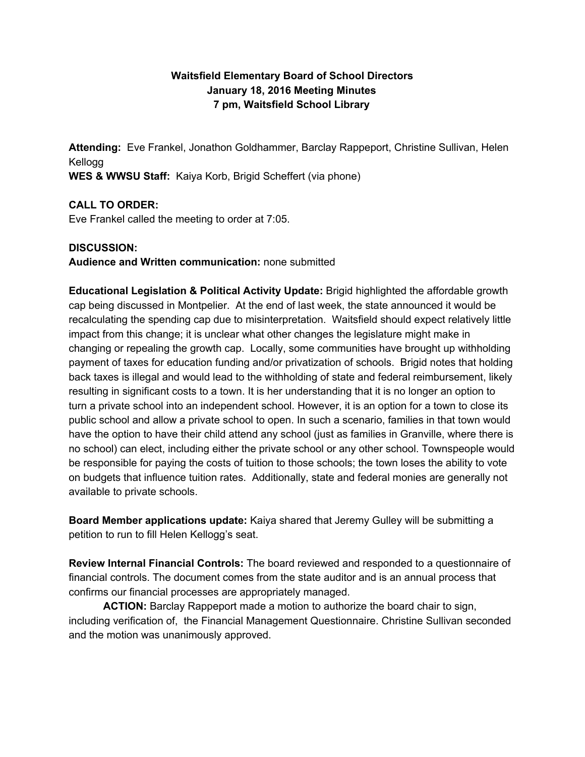**Waitsfield Elementary Board of School Directors**
**January 18, 2016 Meeting Minutes**
**7 pm, Waitsfield School Library**

**Attending:** Eve Frankel, Jonathon Goldhammer, Barclay Rappeport, Christine Sullivan, Helen Kellogg
**WES & WWSU Staff:** Kaiya Korb, Brigid Scheffert (via phone)

**CALL TO ORDER:**
Eve Frankel called the meeting to order at 7:05.

**DISCUSSION:**
**Audience and Written communication:** none submitted

**Educational Legislation & Political Activity Update:** Brigid highlighted the affordable growth cap being discussed in Montpelier. At the end of last week, the state announced it would be recalculating the spending cap due to misinterpretation. Waitsfield should expect relatively little impact from this change; it is unclear what other changes the legislature might make in changing or repealing the growth cap. Locally, some communities have brought up withholding payment of taxes for education funding and/or privatization of schools. Brigid notes that holding back taxes is illegal and would lead to the withholding of state and federal reimbursement, likely resulting in significant costs to a town. It is her understanding that it is no longer an option to turn a private school into an independent school. However, it is an option for a town to close its public school and allow a private school to open. In such a scenario, families in that town would have the option to have their child attend any school (just as families in Granville, where there is no school) can elect, including either the private school or any other school. Townspeople would be responsible for paying the costs of tuition to those schools; the town loses the ability to vote on budgets that influence tuition rates. Additionally, state and federal monies are generally not available to private schools.

**Board Member applications update:** Kaiya shared that Jeremy Gulley will be submitting a petition to run to fill Helen Kellogg's seat.

**Review Internal Financial Controls:** The board reviewed and responded to a questionnaire of financial controls. The document comes from the state auditor and is an annual process that confirms our financial processes are appropriately managed.

**ACTION:** Barclay Rappeport made a motion to authorize the board chair to sign, including verification of, the Financial Management Questionnaire. Christine Sullivan seconded and the motion was unanimously approved.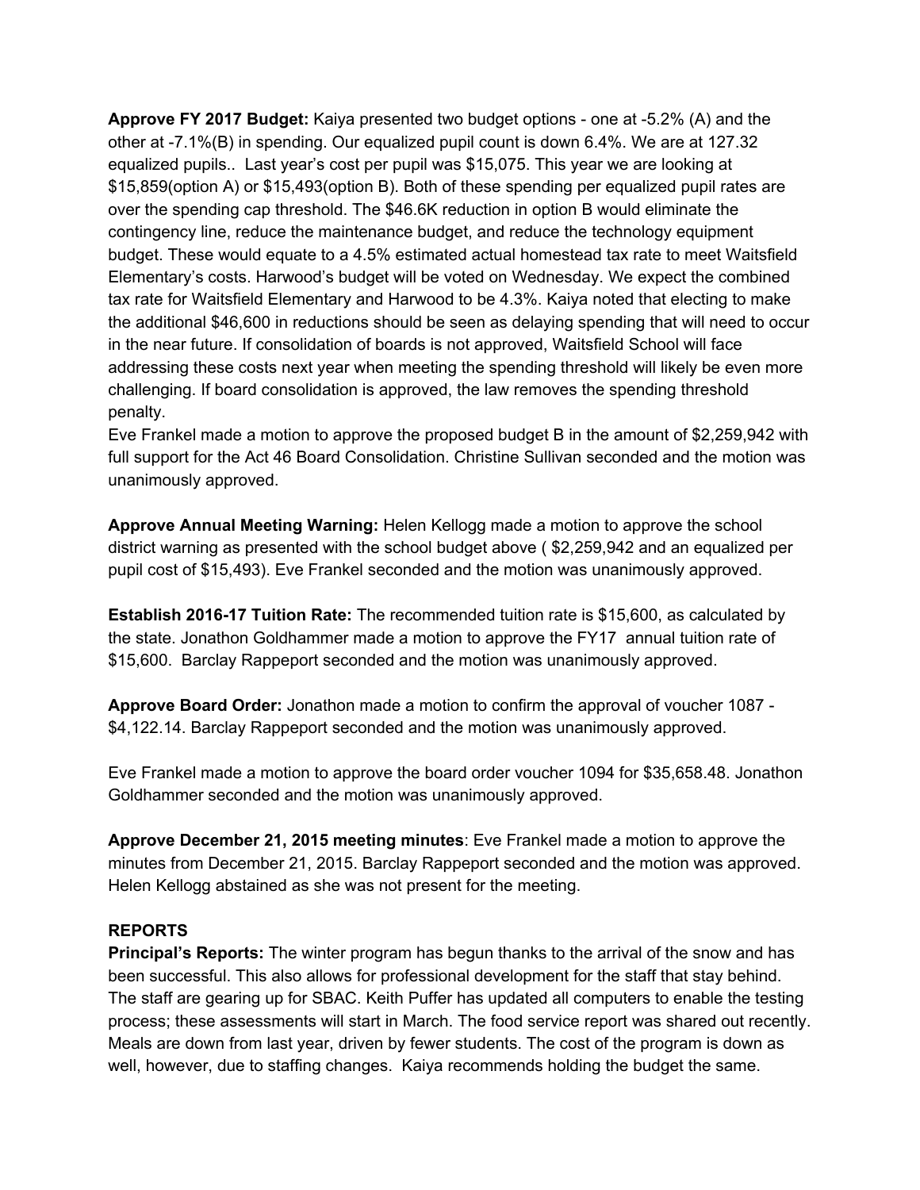**Approve FY 2017 Budget:** Kaiya presented two budget options - one at -5.2% (A) and the other at -7.1%(B) in spending. Our equalized pupil count is down 6.4%. We are at 127.32 equalized pupils.. Last year's cost per pupil was $15,075. This year we are looking at $15,859(option A) or $15,493(option B). Both of these spending per equalized pupil rates are over the spending cap threshold. The $46.6K reduction in option B would eliminate the contingency line, reduce the maintenance budget, and reduce the technology equipment budget. These would equate to a 4.5% estimated actual homestead tax rate to meet Waitsfield Elementary's costs. Harwood's budget will be voted on Wednesday. We expect the combined tax rate for Waitsfield Elementary and Harwood to be 4.3%. Kaiya noted that electing to make the additional $46,600 in reductions should be seen as delaying spending that will need to occur in the near future. If consolidation of boards is not approved, Waitsfield School will face addressing these costs next year when meeting the spending threshold will likely be even more challenging. If board consolidation is approved, the law removes the spending threshold penalty.
Eve Frankel made a motion to approve the proposed budget B in the amount of $2,259,942 with full support for the Act 46 Board Consolidation. Christine Sullivan seconded and the motion was unanimously approved.

**Approve Annual Meeting Warning:** Helen Kellogg made a motion to approve the school district warning as presented with the school budget above ( $2,259,942 and an equalized per pupil cost of $15,493). Eve Frankel seconded and the motion was unanimously approved.

**Establish 2016-17 Tuition Rate:** The recommended tuition rate is $15,600, as calculated by the state. Jonathon Goldhammer made a motion to approve the FY17 annual tuition rate of $15,600. Barclay Rappeport seconded and the motion was unanimously approved.

**Approve Board Order:** Jonathon made a motion to confirm the approval of voucher 1087 - $4,122.14. Barclay Rappeport seconded and the motion was unanimously approved.

Eve Frankel made a motion to approve the board order voucher 1094 for $35,658.48. Jonathon Goldhammer seconded and the motion was unanimously approved.

**Approve December 21, 2015 meeting minutes**: Eve Frankel made a motion to approve the minutes from December 21, 2015. Barclay Rappeport seconded and the motion was approved. Helen Kellogg abstained as she was not present for the meeting.

**REPORTS**

**Principal's Reports:** The winter program has begun thanks to the arrival of the snow and has been successful. This also allows for professional development for the staff that stay behind. The staff are gearing up for SBAC. Keith Puffer has updated all computers to enable the testing process; these assessments will start in March. The food service report was shared out recently. Meals are down from last year, driven by fewer students. The cost of the program is down as well, however, due to staffing changes. Kaiya recommends holding the budget the same.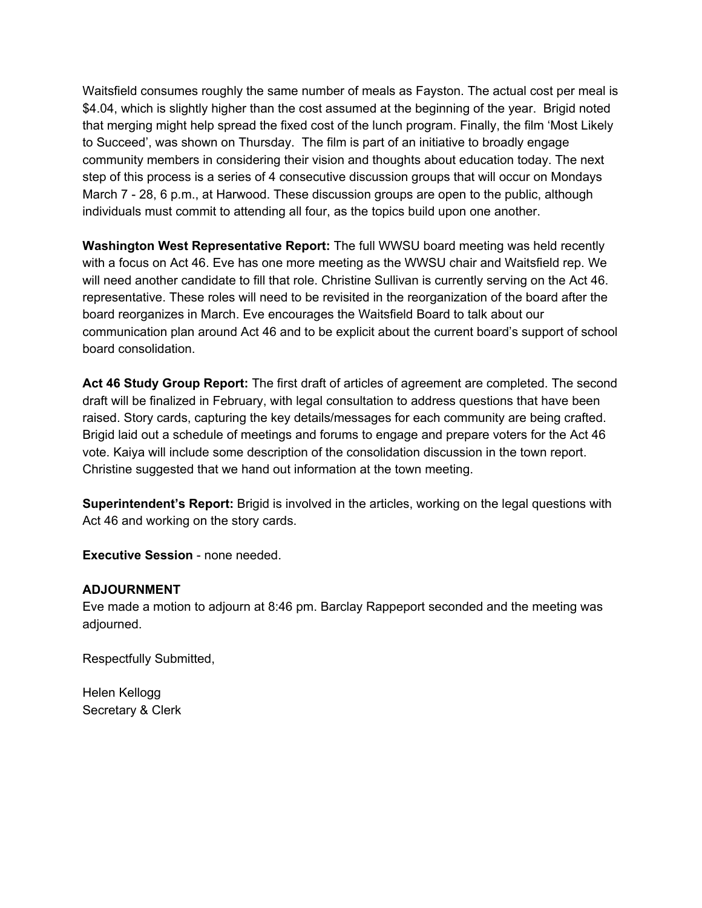Waitsfield consumes roughly the same number of meals as Fayston. The actual cost per meal is $4.04, which is slightly higher than the cost assumed at the beginning of the year. Brigid noted that merging might help spread the fixed cost of the lunch program. Finally, the film 'Most Likely to Succeed', was shown on Thursday. The film is part of an initiative to broadly engage community members in considering their vision and thoughts about education today. The next step of this process is a series of 4 consecutive discussion groups that will occur on Mondays March 7 - 28, 6 p.m., at Harwood. These discussion groups are open to the public, although individuals must commit to attending all four, as the topics build upon one another.

**Washington West Representative Report:** The full WWSU board meeting was held recently with a focus on Act 46. Eve has one more meeting as the WWSU chair and Waitsfield rep. We will need another candidate to fill that role. Christine Sullivan is currently serving on the Act 46. representative. These roles will need to be revisited in the reorganization of the board after the board reorganizes in March. Eve encourages the Waitsfield Board to talk about our communication plan around Act 46 and to be explicit about the current board's support of school board consolidation.

**Act 46 Study Group Report:** The first draft of articles of agreement are completed. The second draft will be finalized in February, with legal consultation to address questions that have been raised. Story cards, capturing the key details/messages for each community are being crafted. Brigid laid out a schedule of meetings and forums to engage and prepare voters for the Act 46 vote. Kaiya will include some description of the consolidation discussion in the town report. Christine suggested that we hand out information at the town meeting.

**Superintendent's Report:** Brigid is involved in the articles, working on the legal questions with Act 46 and working on the story cards.

**Executive Session** - none needed.

**ADJOURNMENT**

Eve made a motion to adjourn at 8:46 pm. Barclay Rappeport seconded and the meeting was adjourned.

Respectfully Submitted,

Helen Kellogg
Secretary & Clerk